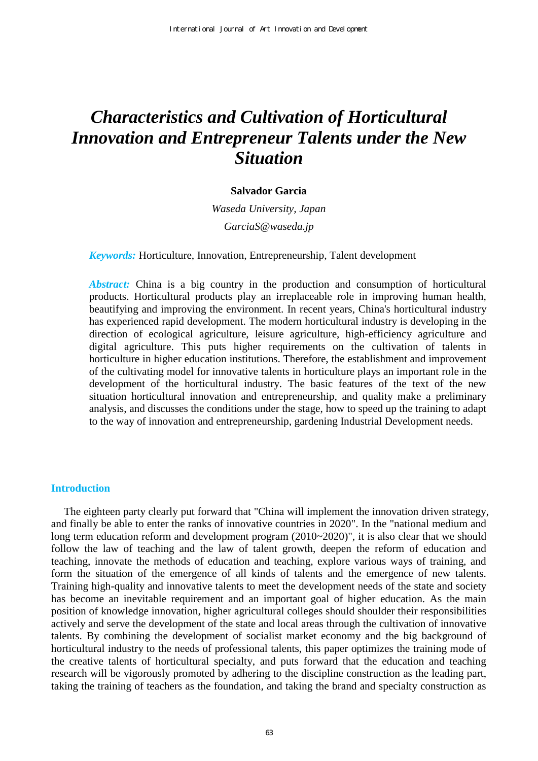# *Characteristics and Cultivation of Horticultural Innovation and Entrepreneur Talents under the New Situation*

**Salvador Garcia**

*Waseda University, Japan*

*GarciaS@waseda.jp*

***Keywords:*** Horticulture, Innovation, Entrepreneurship, Talent development

***Abstract:*** China is a big country in the production and consumption of horticultural products. Horticultural products play an irreplaceable role in improving human health, beautifying and improving the environment. In recent years, China's horticultural industry has experienced rapid development. The modern horticultural industry is developing in the direction of ecological agriculture, leisure agriculture, high-efficiency agriculture and digital agriculture. This puts higher requirements on the cultivation of talents in horticulture in higher education institutions. Therefore, the establishment and improvement of the cultivating model for innovative talents in horticulture plays an important role in the development of the horticultural industry. The basic features of the text of the new situation horticultural innovation and entrepreneurship, and quality make a preliminary analysis, and discusses the conditions under the stage, how to speed up the training to adapt to the way of innovation and entrepreneurship, gardening Industrial Development needs.

## Introduction

The eighteen party clearly put forward that "China will implement the innovation driven strategy, and finally be able to enter the ranks of innovative countries in 2020". In the "national medium and long term education reform and development program (2010~2020)", it is also clear that we should follow the law of teaching and the law of talent growth, deepen the reform of education and teaching, innovate the methods of education and teaching, explore various ways of training, and form the situation of the emergence of all kinds of talents and the emergence of new talents. Training high-quality and innovative talents to meet the development needs of the state and society has become an inevitable requirement and an important goal of higher education. As the main position of knowledge innovation, higher agricultural colleges should shoulder their responsibilities actively and serve the development of the state and local areas through the cultivation of innovative talents. By combining the development of socialist market economy and the big background of horticultural industry to the needs of professional talents, this paper optimizes the training mode of the creative talents of horticultural specialty, and puts forward that the education and teaching research will be vigorously promoted by adhering to the discipline construction as the leading part, taking the training of teachers as the foundation, and taking the brand and specialty construction as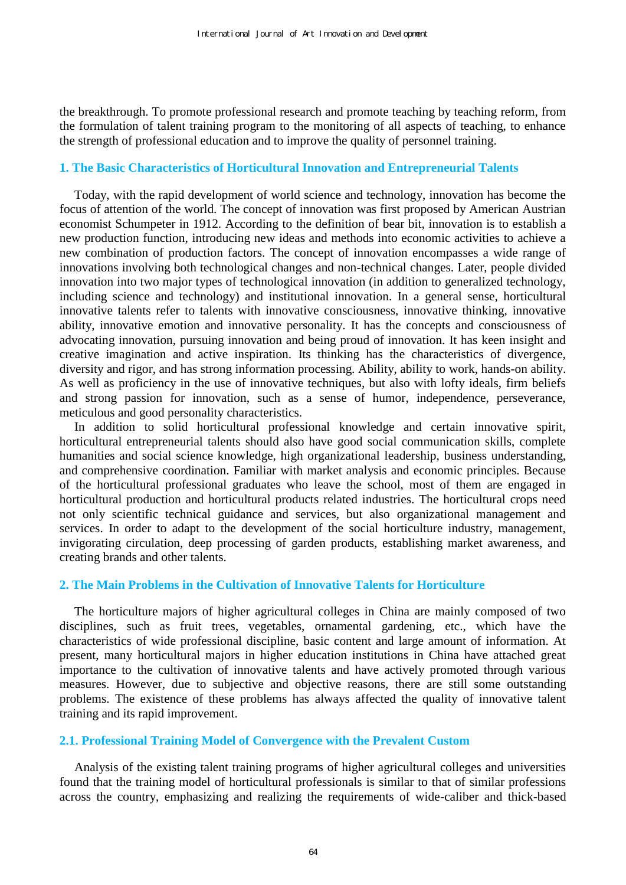the breakthrough. To promote professional research and promote teaching by teaching reform, from the formulation of talent training program to the monitoring of all aspects of teaching, to enhance the strength of professional education and to improve the quality of personnel training.

## 1. The Basic Characteristics of Horticultural Innovation and Entrepreneurial Talents

Today, with the rapid development of world science and technology, innovation has become the focus of attention of the world. The concept of innovation was first proposed by American Austrian economist Schumpeter in 1912. According to the definition of bear bit, innovation is to establish a new production function, introducing new ideas and methods into economic activities to achieve a new combination of production factors. The concept of innovation encompasses a wide range of innovations involving both technological changes and non-technical changes. Later, people divided innovation into two major types of technological innovation (in addition to generalized technology, including science and technology) and institutional innovation. In a general sense, horticultural innovative talents refer to talents with innovative consciousness, innovative thinking, innovative ability, innovative emotion and innovative personality. It has the concepts and consciousness of advocating innovation, pursuing innovation and being proud of innovation. It has keen insight and creative imagination and active inspiration. Its thinking has the characteristics of divergence, diversity and rigor, and has strong information processing. Ability, ability to work, hands-on ability. As well as proficiency in the use of innovative techniques, but also with lofty ideals, firm beliefs and strong passion for innovation, such as a sense of humor, independence, perseverance, meticulous and good personality characteristics.

In addition to solid horticultural professional knowledge and certain innovative spirit, horticultural entrepreneurial talents should also have good social communication skills, complete humanities and social science knowledge, high organizational leadership, business understanding, and comprehensive coordination. Familiar with market analysis and economic principles. Because of the horticultural professional graduates who leave the school, most of them are engaged in horticultural production and horticultural products related industries. The horticultural crops need not only scientific technical guidance and services, but also organizational management and services. In order to adapt to the development of the social horticulture industry, management, invigorating circulation, deep processing of garden products, establishing market awareness, and creating brands and other talents.

## 2. The Main Problems in the Cultivation of Innovative Talents for Horticulture

The horticulture majors of higher agricultural colleges in China are mainly composed of two disciplines, such as fruit trees, vegetables, ornamental gardening, etc., which have the characteristics of wide professional discipline, basic content and large amount of information. At present, many horticultural majors in higher education institutions in China have attached great importance to the cultivation of innovative talents and have actively promoted through various measures. However, due to subjective and objective reasons, there are still some outstanding problems. The existence of these problems has always affected the quality of innovative talent training and its rapid improvement.

### 2.1. Professional Training Model of Convergence with the Prevalent Custom

Analysis of the existing talent training programs of higher agricultural colleges and universities found that the training model of horticultural professionals is similar to that of similar professions across the country, emphasizing and realizing the requirements of wide-caliber and thick-based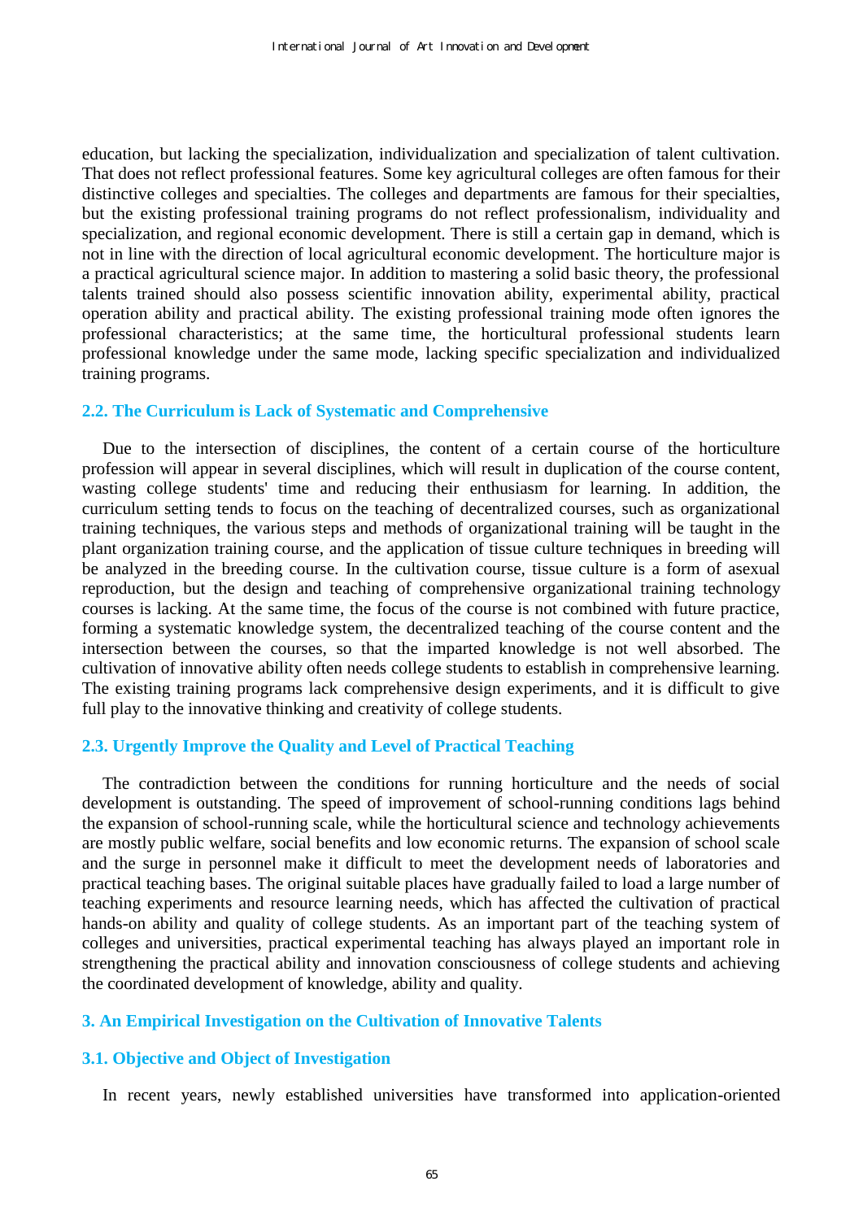education, but lacking the specialization, individualization and specialization of talent cultivation. That does not reflect professional features. Some key agricultural colleges are often famous for their distinctive colleges and specialties. The colleges and departments are famous for their specialties, but the existing professional training programs do not reflect professionalism, individuality and specialization, and regional economic development. There is still a certain gap in demand, which is not in line with the direction of local agricultural economic development. The horticulture major is a practical agricultural science major. In addition to mastering a solid basic theory, the professional talents trained should also possess scientific innovation ability, experimental ability, practical operation ability and practical ability. The existing professional training mode often ignores the professional characteristics; at the same time, the horticultural professional students learn professional knowledge under the same mode, lacking specific specialization and individualized training programs.

### 2.2. The Curriculum is Lack of Systematic and Comprehensive

Due to the intersection of disciplines, the content of a certain course of the horticulture profession will appear in several disciplines, which will result in duplication of the course content, wasting college students' time and reducing their enthusiasm for learning. In addition, the curriculum setting tends to focus on the teaching of decentralized courses, such as organizational training techniques, the various steps and methods of organizational training will be taught in the plant organization training course, and the application of tissue culture techniques in breeding will be analyzed in the breeding course. In the cultivation course, tissue culture is a form of asexual reproduction, but the design and teaching of comprehensive organizational training technology courses is lacking. At the same time, the focus of the course is not combined with future practice, forming a systematic knowledge system, the decentralized teaching of the course content and the intersection between the courses, so that the imparted knowledge is not well absorbed. The cultivation of innovative ability often needs college students to establish in comprehensive learning. The existing training programs lack comprehensive design experiments, and it is difficult to give full play to the innovative thinking and creativity of college students.

### 2.3. Urgently Improve the Quality and Level of Practical Teaching

The contradiction between the conditions for running horticulture and the needs of social development is outstanding. The speed of improvement of school-running conditions lags behind the expansion of school-running scale, while the horticultural science and technology achievements are mostly public welfare, social benefits and low economic returns. The expansion of school scale and the surge in personnel make it difficult to meet the development needs of laboratories and practical teaching bases. The original suitable places have gradually failed to load a large number of teaching experiments and resource learning needs, which has affected the cultivation of practical hands-on ability and quality of college students. As an important part of the teaching system of colleges and universities, practical experimental teaching has always played an important role in strengthening the practical ability and innovation consciousness of college students and achieving the coordinated development of knowledge, ability and quality.

## 3. An Empirical Investigation on the Cultivation of Innovative Talents

### 3.1. Objective and Object of Investigation

In recent years, newly established universities have transformed into application-oriented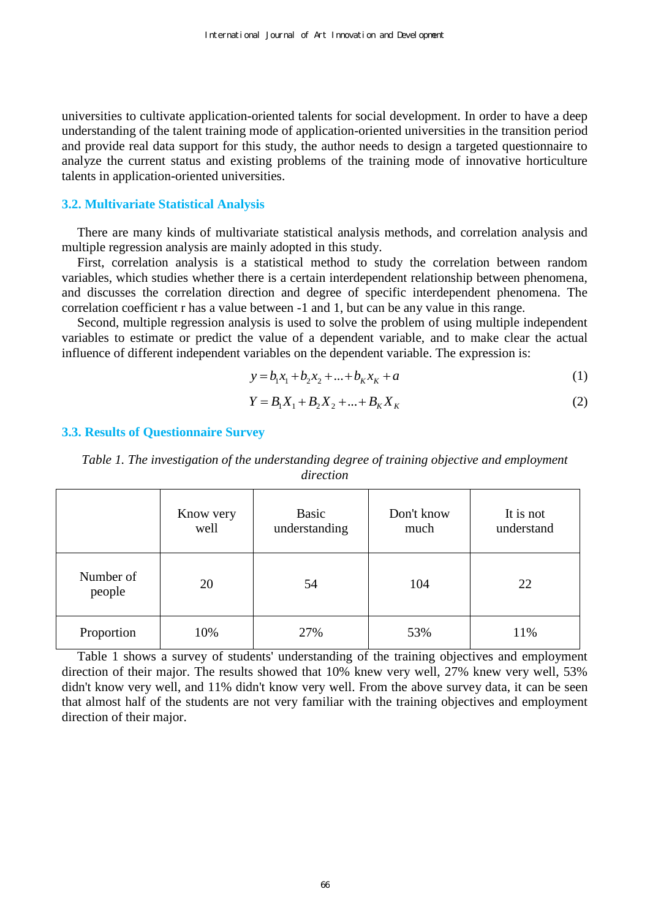universities to cultivate application-oriented talents for social development. In order to have a deep understanding of the talent training mode of application-oriented universities in the transition period and provide real data support for this study, the author needs to design a targeted questionnaire to analyze the current status and existing problems of the training mode of innovative horticulture talents in application-oriented universities.

### 3.2. Multivariate Statistical Analysis

There are many kinds of multivariate statistical analysis methods, and correlation analysis and multiple regression analysis are mainly adopted in this study.

First, correlation analysis is a statistical method to study the correlation between random variables, which studies whether there is a certain interdependent relationship between phenomena, and discusses the correlation direction and degree of specific interdependent phenomena. The correlation coefficient r has a value between -1 and 1, but can be any value in this range.

Second, multiple regression analysis is used to solve the problem of using multiple independent variables to estimate or predict the value of a dependent variable, and to make clear the actual influence of different independent variables on the dependent variable. The expression is:

$$y = b_1 x_1 + b_2 x_2 + ... + b_K x_K + a \tag{1}$$

$$Y = B_1 X_1 + B_2 X_2 + ... + B_K X_K \tag{2}$$

### 3.3. Results of Questionnaire Survey

*Table 1. The investigation of the understanding degree of training objective and employment direction*

| | Know very well | Basic understanding | Don't know much | It is not understand |
|---|---|---|---|---|
| Number of people | 20 | 54 | 104 | 22 |
| Proportion | 10% | 27% | 53% | 11% |

Table 1 shows a survey of students' understanding of the training objectives and employment direction of their major. The results showed that 10% knew very well, 27% knew very well, 53% didn't know very well, and 11% didn't know very well. From the above survey data, it can be seen that almost half of the students are not very familiar with the training objectives and employment direction of their major.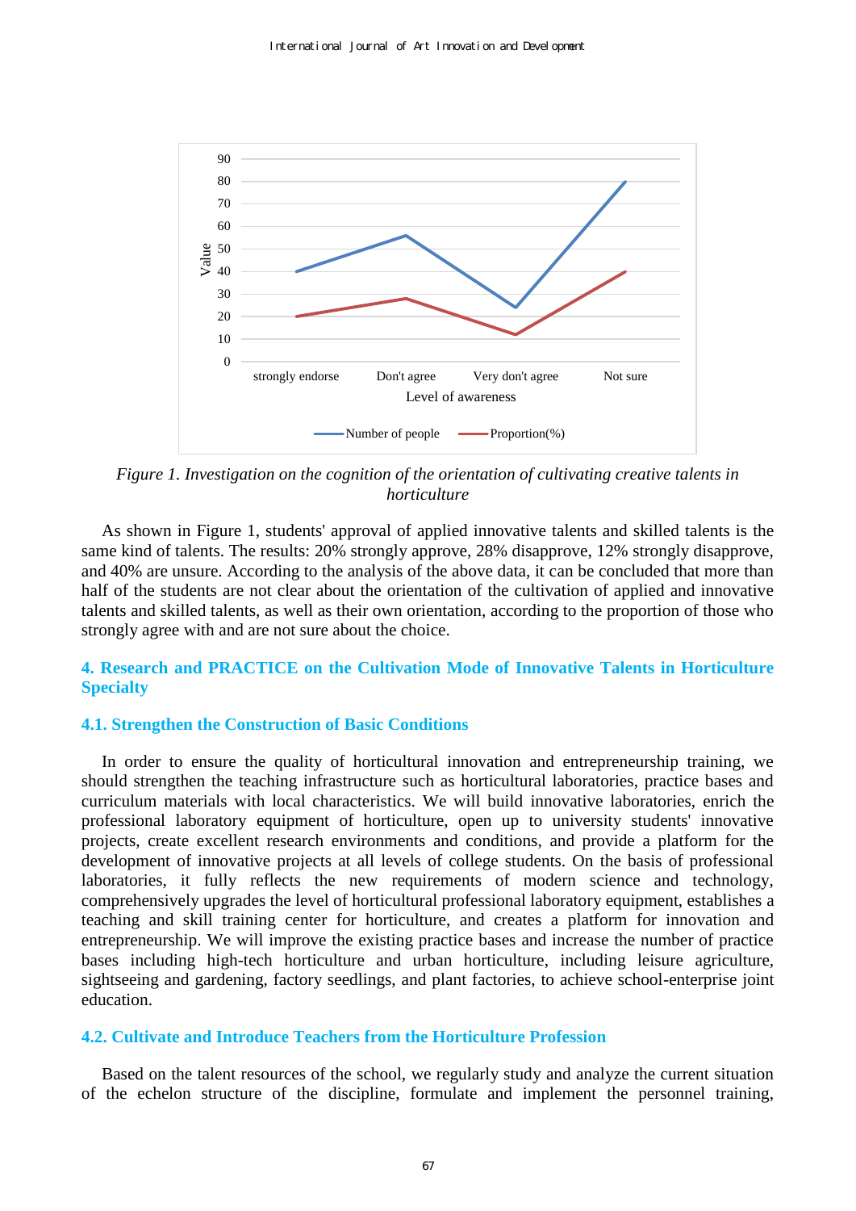*Figure 1. Investigation on the cognition of the orientation of cultivating creative talents in horticulture*

As shown in Figure 1, students' approval of applied innovative talents and skilled talents is the same kind of talents. The results: 20% strongly approve, 28% disapprove, 12% strongly disapprove, and 40% are unsure. According to the analysis of the above data, it can be concluded that more than half of the students are not clear about the orientation of the cultivation of applied and innovative talents and skilled talents, as well as their own orientation, according to the proportion of those who strongly agree with and are not sure about the choice.

## 4. Research and PRACTICE on the Cultivation Mode of Innovative Talents in Horticulture Specialty

### 4.1. Strengthen the Construction of Basic Conditions

In order to ensure the quality of horticultural innovation and entrepreneurship training, we should strengthen the teaching infrastructure such as horticultural laboratories, practice bases and curriculum materials with local characteristics. We will build innovative laboratories, enrich the professional laboratory equipment of horticulture, open up to university students' innovative projects, create excellent research environments and conditions, and provide a platform for the development of innovative projects at all levels of college students. On the basis of professional laboratories, it fully reflects the new requirements of modern science and technology, comprehensively upgrades the level of horticultural professional laboratory equipment, establishes a teaching and skill training center for horticulture, and creates a platform for innovation and entrepreneurship. We will improve the existing practice bases and increase the number of practice bases including high-tech horticulture and urban horticulture, including leisure agriculture, sightseeing and gardening, factory seedlings, and plant factories, to achieve school-enterprise joint education.

### 4.2. Cultivate and Introduce Teachers from the Horticulture Profession

Based on the talent resources of the school, we regularly study and analyze the current situation of the echelon structure of the discipline, formulate and implement the personnel training,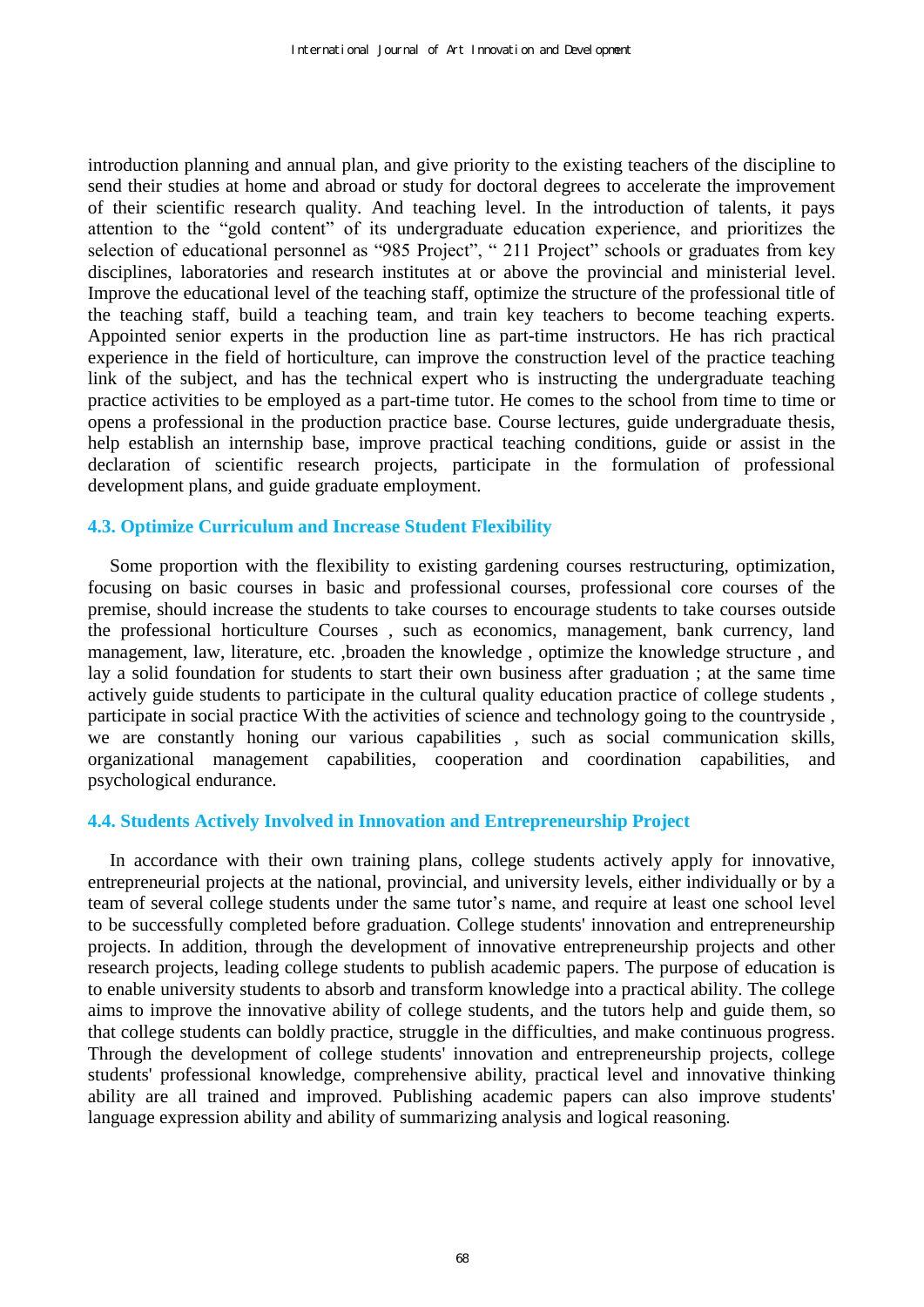introduction planning and annual plan, and give priority to the existing teachers of the discipline to send their studies at home and abroad or study for doctoral degrees to accelerate the improvement of their scientific research quality. And teaching level. In the introduction of talents, it pays attention to the "gold content" of its undergraduate education experience, and prioritizes the selection of educational personnel as "985 Project", " 211 Project" schools or graduates from key disciplines, laboratories and research institutes at or above the provincial and ministerial level. Improve the educational level of the teaching staff, optimize the structure of the professional title of the teaching staff, build a teaching team, and train key teachers to become teaching experts. Appointed senior experts in the production line as part-time instructors. He has rich practical experience in the field of horticulture, can improve the construction level of the practice teaching link of the subject, and has the technical expert who is instructing the undergraduate teaching practice activities to be employed as a part-time tutor. He comes to the school from time to time or opens a professional in the production practice base. Course lectures, guide undergraduate thesis, help establish an internship base, improve practical teaching conditions, guide or assist in the declaration of scientific research projects, participate in the formulation of professional development plans, and guide graduate employment.

### 4.3. Optimize Curriculum and Increase Student Flexibility

Some proportion with the flexibility to existing gardening courses restructuring, optimization, focusing on basic courses in basic and professional courses, professional core courses of the premise, should increase the students to take courses to encourage students to take courses outside the professional horticulture Courses , such as economics, management, bank currency, land management, law, literature, etc. ,broaden the knowledge , optimize the knowledge structure , and lay a solid foundation for students to start their own business after graduation ; at the same time actively guide students to participate in the cultural quality education practice of college students , participate in social practice With the activities of science and technology going to the countryside , we are constantly honing our various capabilities , such as social communication skills, organizational management capabilities, cooperation and coordination capabilities, and psychological endurance.

### 4.4. Students Actively Involved in Innovation and Entrepreneurship Project

In accordance with their own training plans, college students actively apply for innovative, entrepreneurial projects at the national, provincial, and university levels, either individually or by a team of several college students under the same tutor's name, and require at least one school level to be successfully completed before graduation. College students' innovation and entrepreneurship projects. In addition, through the development of innovative entrepreneurship projects and other research projects, leading college students to publish academic papers. The purpose of education is to enable university students to absorb and transform knowledge into a practical ability. The college aims to improve the innovative ability of college students, and the tutors help and guide them, so that college students can boldly practice, struggle in the difficulties, and make continuous progress. Through the development of college students' innovation and entrepreneurship projects, college students' professional knowledge, comprehensive ability, practical level and innovative thinking ability are all trained and improved. Publishing academic papers can also improve students' language expression ability and ability of summarizing analysis and logical reasoning.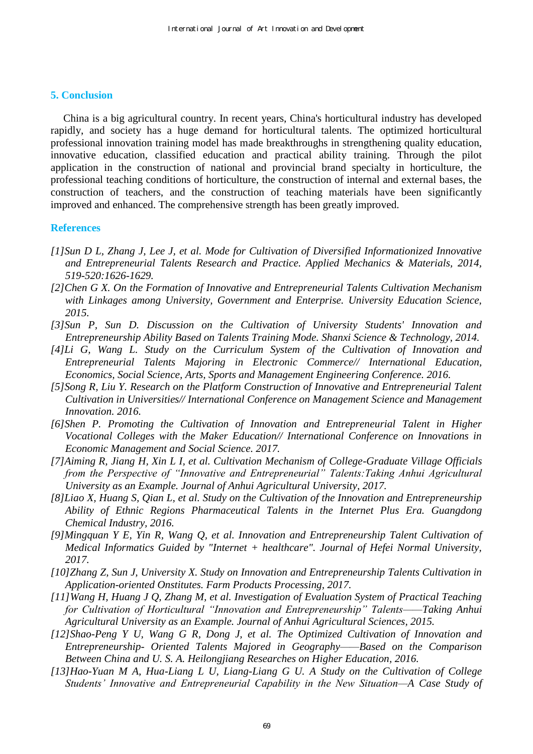## 5. Conclusion

China is a big agricultural country. In recent years, China's horticultural industry has developed rapidly, and society has a huge demand for horticultural talents. The optimized horticultural professional innovation training model has made breakthroughs in strengthening quality education, innovative education, classified education and practical ability training. Through the pilot application in the construction of national and provincial brand specialty in horticulture, the professional teaching conditions of horticulture, the construction of internal and external bases, the construction of teachers, and the construction of teaching materials have been significantly improved and enhanced. The comprehensive strength has been greatly improved.

## References

*[1]Sun D L, Zhang J, Lee J, et al. Mode for Cultivation of Diversified Informationized Innovative and Entrepreneurial Talents Research and Practice. Applied Mechanics & Materials, 2014, 519-520:1626-1629.*

*[2]Chen G X. On the Formation of Innovative and Entrepreneurial Talents Cultivation Mechanism with Linkages among University, Government and Enterprise. University Education Science, 2015.*

*[3]Sun P, Sun D. Discussion on the Cultivation of University Students' Innovation and Entrepreneurship Ability Based on Talents Training Mode. Shanxi Science & Technology, 2014.*

*[4]Li G, Wang L. Study on the Curriculum System of the Cultivation of Innovation and Entrepreneurial Talents Majoring in Electronic Commerce// International Education, Economics, Social Science, Arts, Sports and Management Engineering Conference. 2016.*

*[5]Song R, Liu Y. Research on the Platform Construction of Innovative and Entrepreneurial Talent Cultivation in Universities// International Conference on Management Science and Management Innovation. 2016.*

*[6]Shen P. Promoting the Cultivation of Innovation and Entrepreneurial Talent in Higher Vocational Colleges with the Maker Education// International Conference on Innovations in Economic Management and Social Science. 2017.*

*[7]Aiming R, Jiang H, Xin L I, et al. Cultivation Mechanism of College-Graduate Village Officials from the Perspective of "Innovative and Entrepreneurial" Talents:Taking Anhui Agricultural University as an Example. Journal of Anhui Agricultural University, 2017.*

*[8]Liao X, Huang S, Qian L, et al. Study on the Cultivation of the Innovation and Entrepreneurship Ability of Ethnic Regions Pharmaceutical Talents in the Internet Plus Era. Guangdong Chemical Industry, 2016.*

*[9]Mingquan Y E, Yin R, Wang Q, et al. Innovation and Entrepreneurship Talent Cultivation of Medical Informatics Guided by "Internet + healthcare". Journal of Hefei Normal University, 2017.*

*[10]Zhang Z, Sun J, University X. Study on Innovation and Entrepreneurship Talents Cultivation in Application-oriented Onstitutes. Farm Products Processing, 2017.*

*[11]Wang H, Huang J Q, Zhang M, et al. Investigation of Evaluation System of Practical Teaching for Cultivation of Horticultural "Innovation and Entrepreneurship" Talents——Taking Anhui Agricultural University as an Example. Journal of Anhui Agricultural Sciences, 2015.*

*[12]Shao-Peng Y U, Wang G R, Dong J, et al. The Optimized Cultivation of Innovation and Entrepreneurship- Oriented Talents Majored in Geography——Based on the Comparison Between China and U. S. A. Heilongjiang Researches on Higher Education, 2016.*

*[13]Hao-Yuan M A, Hua-Liang L U, Liang-Liang G U. A Study on the Cultivation of College Students' Innovative and Entrepreneurial Capability in the New Situation—A Case Study of*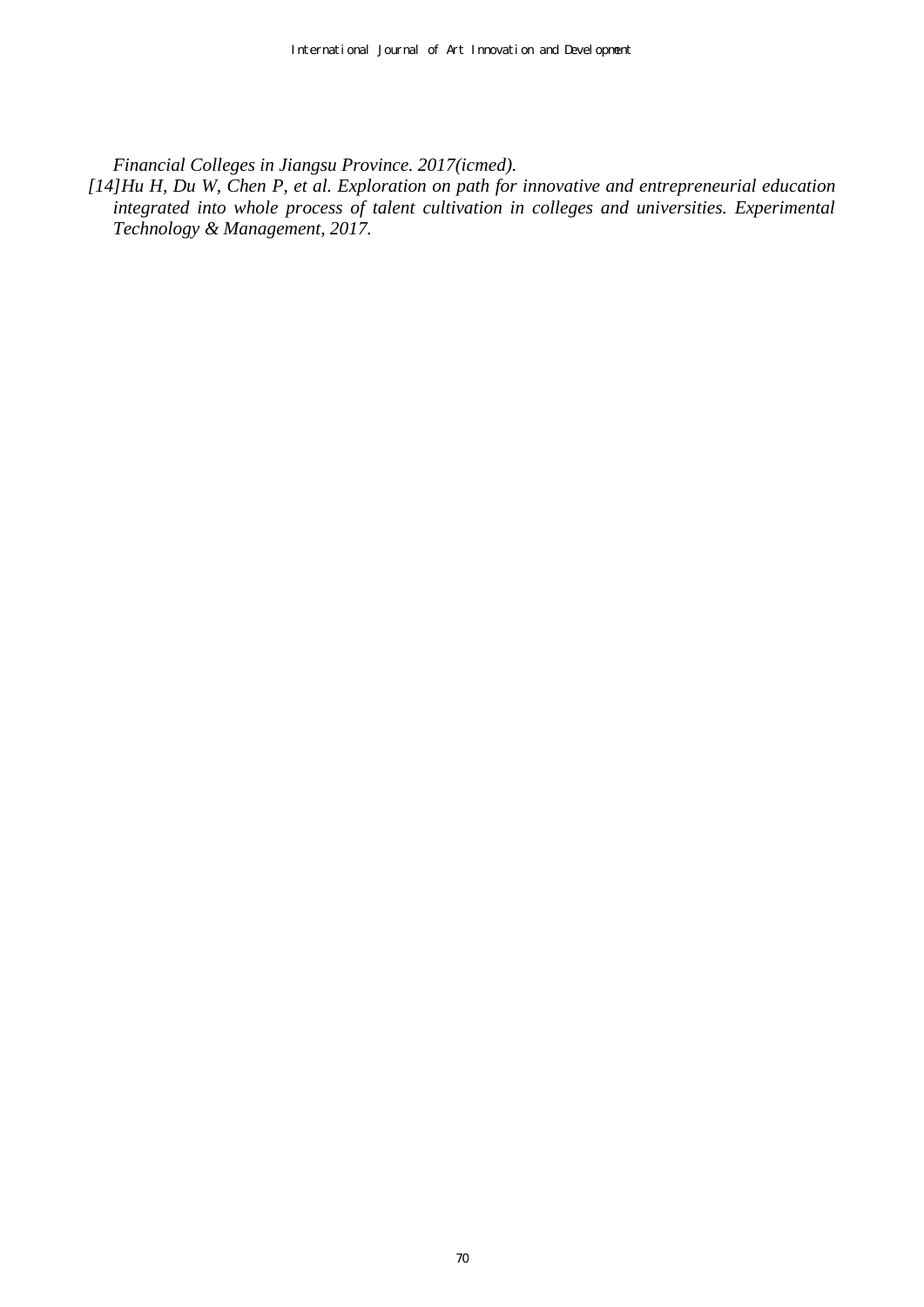*Financial Colleges in Jiangsu Province. 2017(icmed).*

*[14]Hu H, Du W, Chen P, et al. Exploration on path for innovative and entrepreneurial education integrated into whole process of talent cultivation in colleges and universities. Experimental Technology & Management, 2017.*